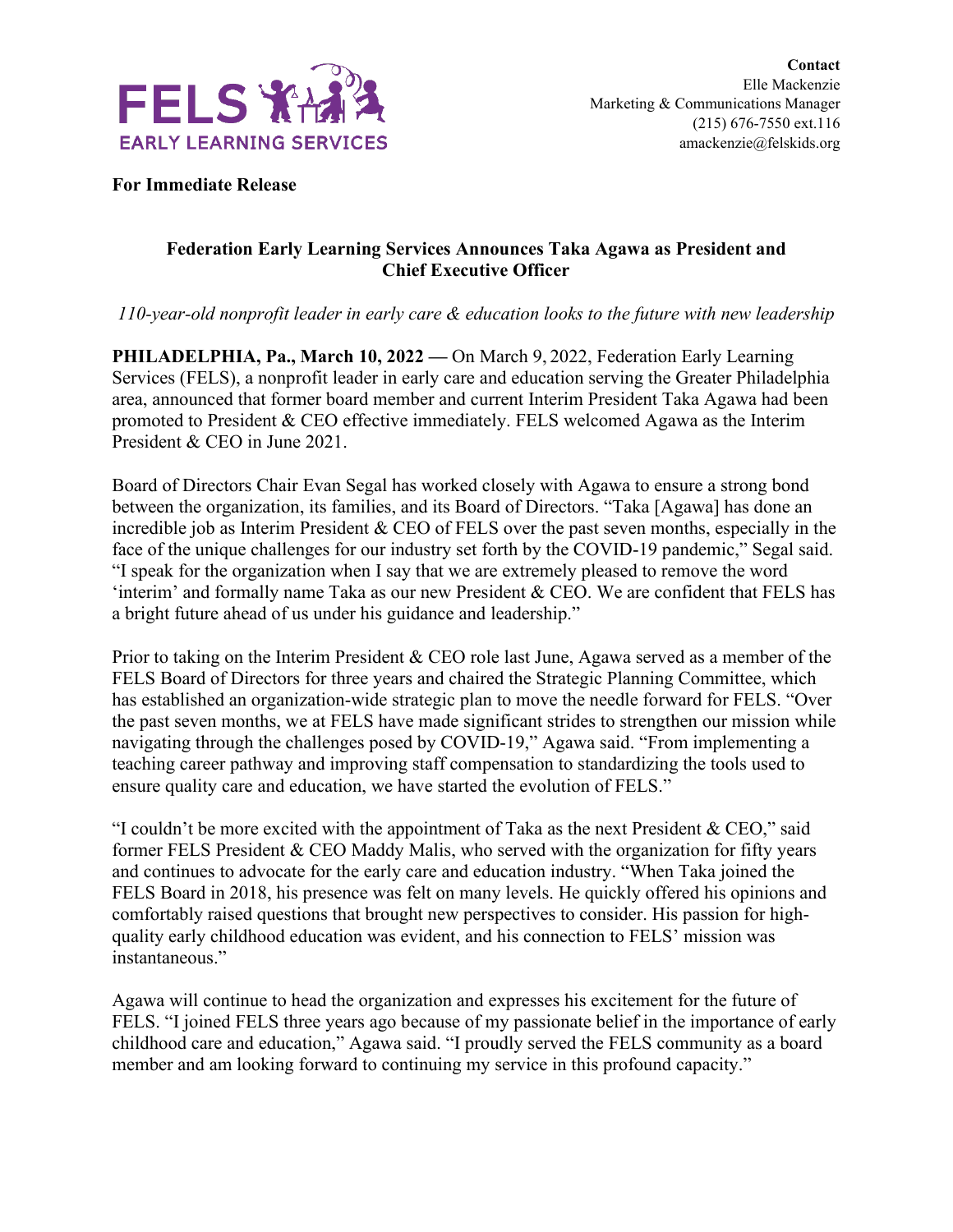FELS EARLY LEARNING SERVICES

**Contact**
Elle Mackenzie
Marketing & Communications Manager
(215) 676-7550 ext.116
amackenzie@felskids.org

**For Immediate Release**

## Federation Early Learning Services Announces Taka Agawa as President and Chief Executive Officer

*110-year-old nonprofit leader in early care & education looks to the future with new leadership*

**PHILADELPHIA, Pa., March 10, 2022 —** On March 9, 2022, Federation Early Learning Services (FELS), a nonprofit leader in early care and education serving the Greater Philadelphia area, announced that former board member and current Interim President Taka Agawa had been promoted to President & CEO effective immediately. FELS welcomed Agawa as the Interim President & CEO in June 2021.

Board of Directors Chair Evan Segal has worked closely with Agawa to ensure a strong bond between the organization, its families, and its Board of Directors. "Taka [Agawa] has done an incredible job as Interim President & CEO of FELS over the past seven months, especially in the face of the unique challenges for our industry set forth by the COVID-19 pandemic," Segal said. "I speak for the organization when I say that we are extremely pleased to remove the word 'interim' and formally name Taka as our new President & CEO. We are confident that FELS has a bright future ahead of us under his guidance and leadership."

Prior to taking on the Interim President & CEO role last June, Agawa served as a member of the FELS Board of Directors for three years and chaired the Strategic Planning Committee, which has established an organization-wide strategic plan to move the needle forward for FELS. "Over the past seven months, we at FELS have made significant strides to strengthen our mission while navigating through the challenges posed by COVID-19," Agawa said. "From implementing a teaching career pathway and improving staff compensation to standardizing the tools used to ensure quality care and education, we have started the evolution of FELS."

"I couldn't be more excited with the appointment of Taka as the next President & CEO," said former FELS President & CEO Maddy Malis, who served with the organization for fifty years and continues to advocate for the early care and education industry. "When Taka joined the FELS Board in 2018, his presence was felt on many levels. He quickly offered his opinions and comfortably raised questions that brought new perspectives to consider. His passion for high-quality early childhood education was evident, and his connection to FELS' mission was instantaneous."

Agawa will continue to head the organization and expresses his excitement for the future of FELS. "I joined FELS three years ago because of my passionate belief in the importance of early childhood care and education," Agawa said. "I proudly served the FELS community as a board member and am looking forward to continuing my service in this profound capacity."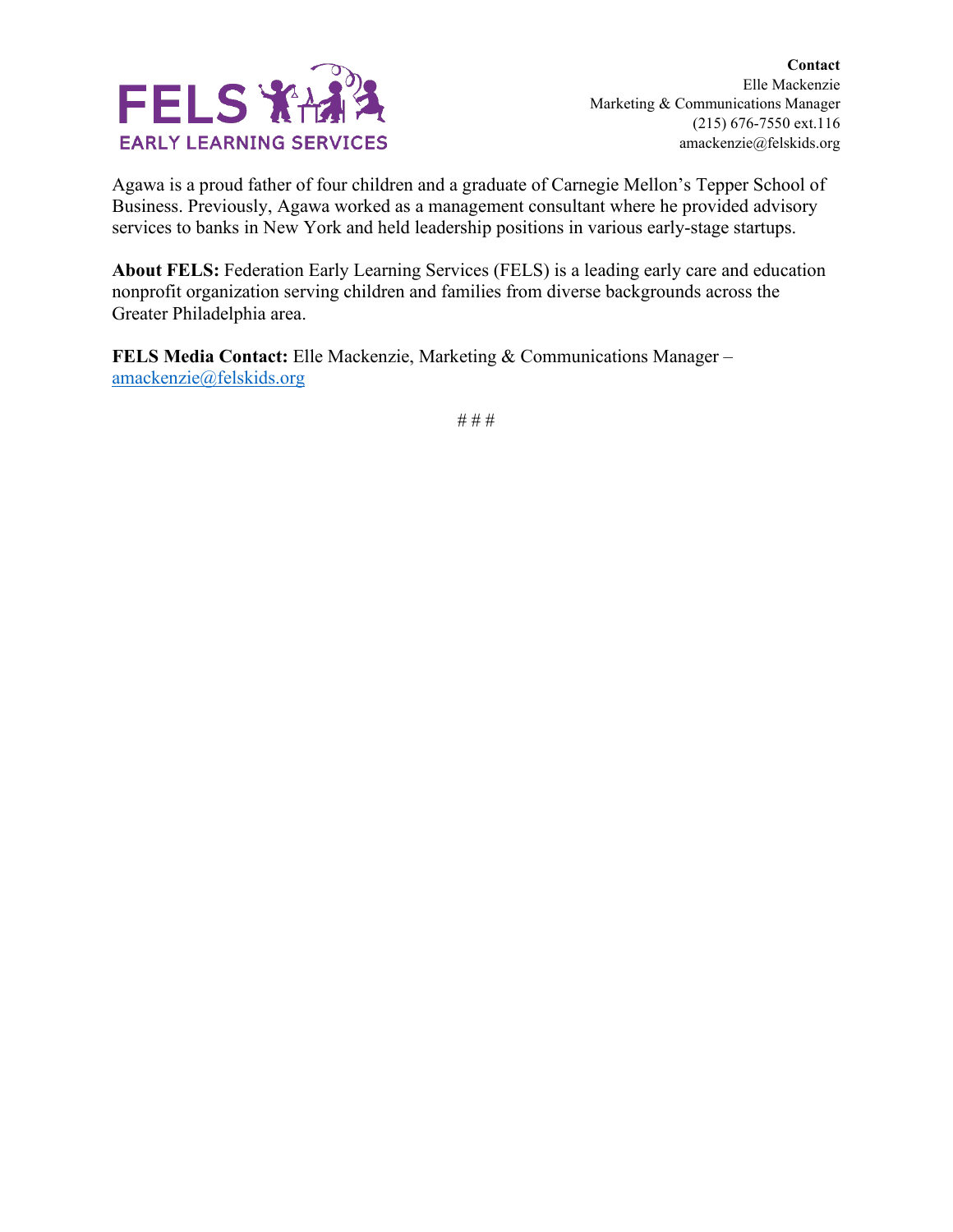**Contact**
Elle Mackenzie
Marketing & Communications Manager
(215) 676-7550 ext.116
amackenzie@felskids.org

Agawa is a proud father of four children and a graduate of Carnegie Mellon's Tepper School of Business. Previously, Agawa worked as a management consultant where he provided advisory services to banks in New York and held leadership positions in various early-stage startups.

**About FELS:** Federation Early Learning Services (FELS) is a leading early care and education nonprofit organization serving children and families from diverse backgrounds across the Greater Philadelphia area.

**FELS Media Contact:** Elle Mackenzie, Marketing & Communications Manager – amackenzie@felskids.org

# # #